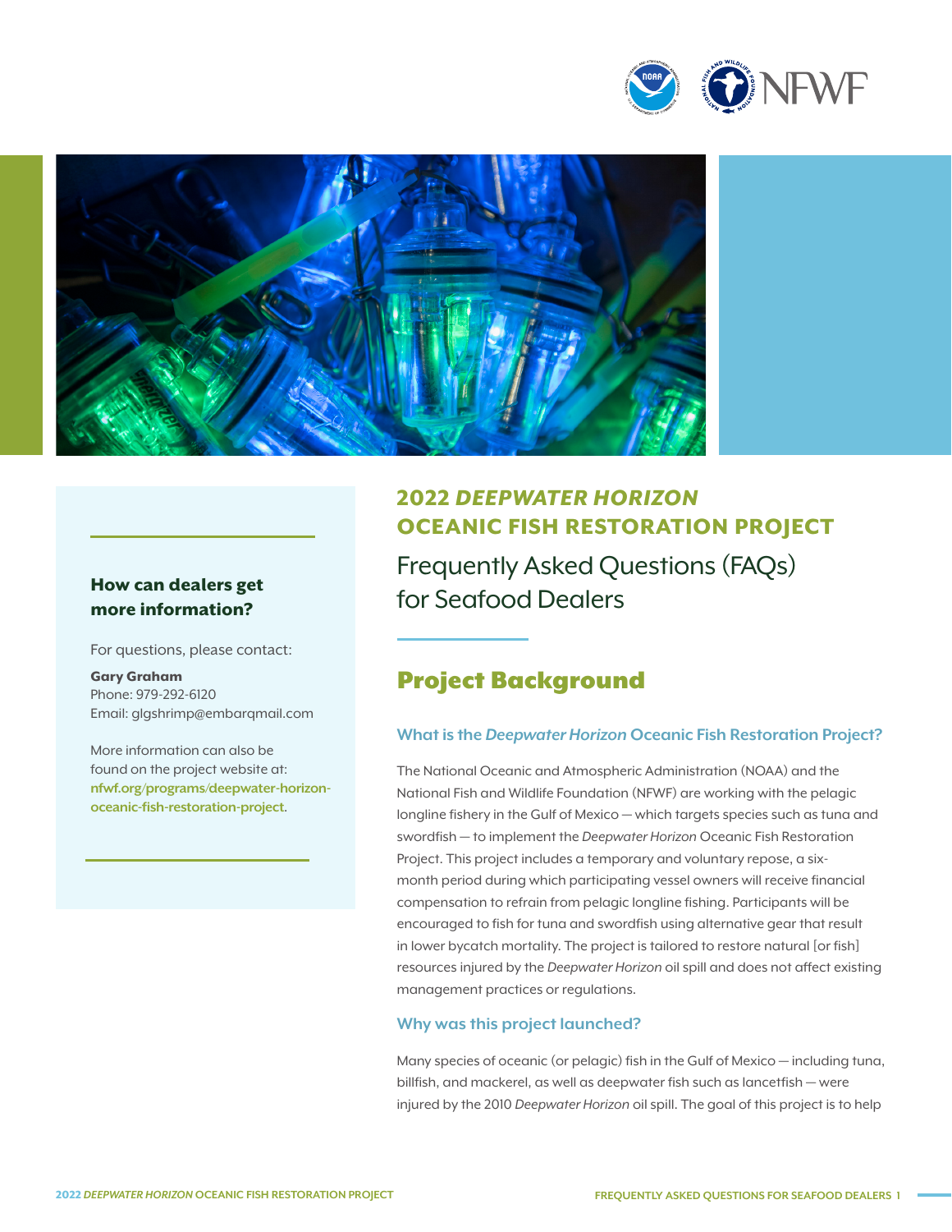# 2022 *DEEPWATER HORIZON* OCEANIC FISH RESTORATION PROJECT

## Frequently Asked Questions (FAQs) for Seafood Dealers

### How can dealers get more information?

For questions, please contact:

**Gary Graham**
Phone: 979-292-6120
Email: glgshrimp@embarqmail.com

More information can also be found on the project website at: **nfwf.org/programs/deepwater-horizon-oceanic-fish-restoration-project**.

## Project Background

### What is the *Deepwater Horizon* Oceanic Fish Restoration Project?

The National Oceanic and Atmospheric Administration (NOAA) and the National Fish and Wildlife Foundation (NFWF) are working with the pelagic longline fishery in the Gulf of Mexico — which targets species such as tuna and swordfish — to implement the *Deepwater Horizon* Oceanic Fish Restoration Project. This project includes a temporary and voluntary repose, a six-month period during which participating vessel owners will receive financial compensation to refrain from pelagic longline fishing. Participants will be encouraged to fish for tuna and swordfish using alternative gear that result in lower bycatch mortality. The project is tailored to restore natural [or fish] resources injured by the *Deepwater Horizon* oil spill and does not affect existing management practices or regulations.

### Why was this project launched?

Many species of oceanic (or pelagic) fish in the Gulf of Mexico — including tuna, billfish, and mackerel, as well as deepwater fish such as lancetfish — were injured by the 2010 *Deepwater Horizon* oil spill. The goal of this project is to help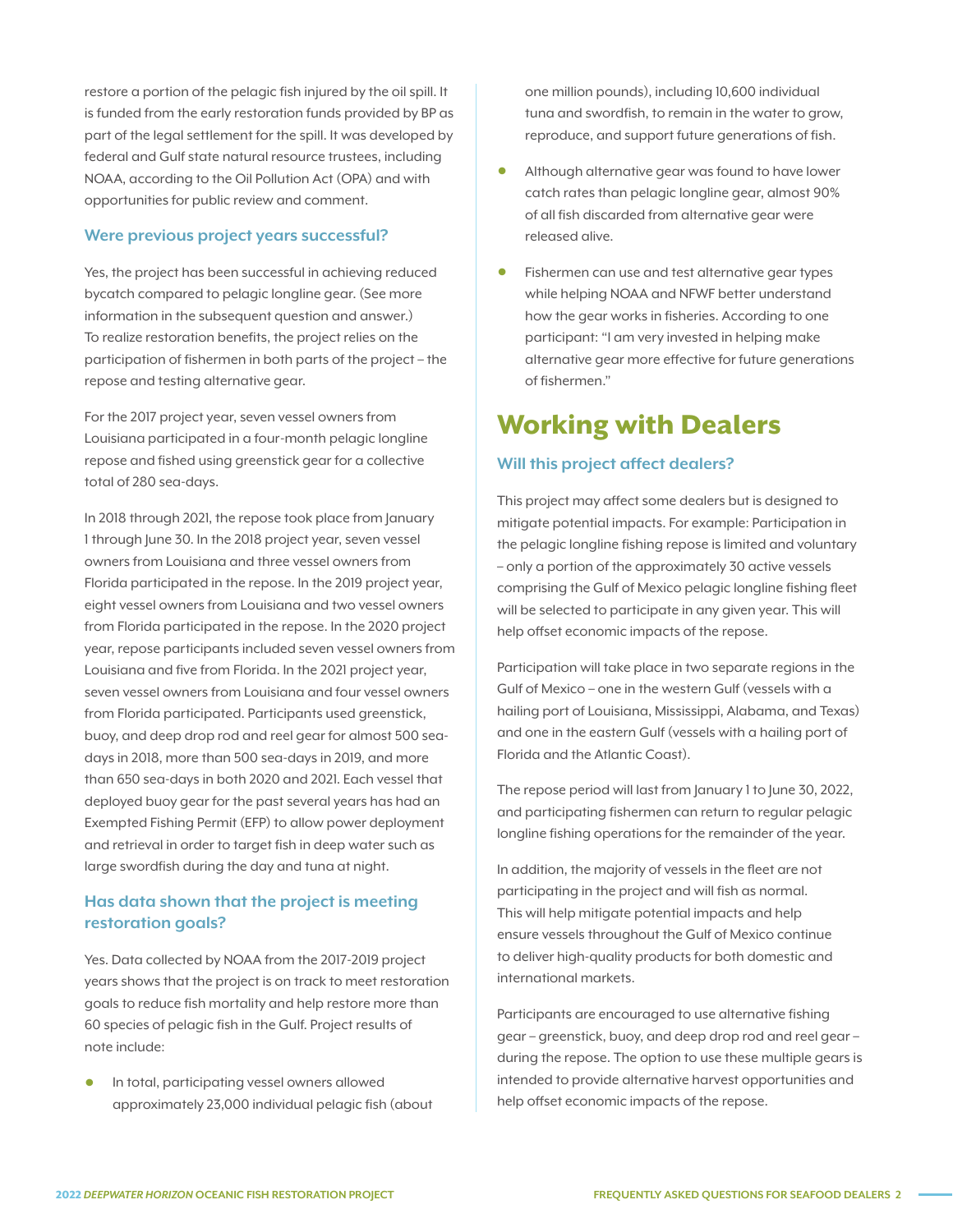restore a portion of the pelagic fish injured by the oil spill. It is funded from the early restoration funds provided by BP as part of the legal settlement for the spill. It was developed by federal and Gulf state natural resource trustees, including NOAA, according to the Oil Pollution Act (OPA) and with opportunities for public review and comment.

### Were previous project years successful?

Yes, the project has been successful in achieving reduced bycatch compared to pelagic longline gear. (See more information in the subsequent question and answer.) To realize restoration benefits, the project relies on the participation of fishermen in both parts of the project – the repose and testing alternative gear.

For the 2017 project year, seven vessel owners from Louisiana participated in a four-month pelagic longline repose and fished using greenstick gear for a collective total of 280 sea-days.

In 2018 through 2021, the repose took place from January 1 through June 30. In the 2018 project year, seven vessel owners from Louisiana and three vessel owners from Florida participated in the repose. In the 2019 project year, eight vessel owners from Louisiana and two vessel owners from Florida participated in the repose. In the 2020 project year, repose participants included seven vessel owners from Louisiana and five from Florida. In the 2021 project year, seven vessel owners from Louisiana and four vessel owners from Florida participated. Participants used greenstick, buoy, and deep drop rod and reel gear for almost 500 sea-days in 2018, more than 500 sea-days in 2019, and more than 650 sea-days in both 2020 and 2021. Each vessel that deployed buoy gear for the past several years has had an Exempted Fishing Permit (EFP) to allow power deployment and retrieval in order to target fish in deep water such as large swordfish during the day and tuna at night.

### Has data shown that the project is meeting restoration goals?

Yes. Data collected by NOAA from the 2017-2019 project years shows that the project is on track to meet restoration goals to reduce fish mortality and help restore more than 60 species of pelagic fish in the Gulf. Project results of note include:

- In total, participating vessel owners allowed approximately 23,000 individual pelagic fish (about one million pounds), including 10,600 individual tuna and swordfish, to remain in the water to grow, reproduce, and support future generations of fish.
- Although alternative gear was found to have lower catch rates than pelagic longline gear, almost 90% of all fish discarded from alternative gear were released alive.
- Fishermen can use and test alternative gear types while helping NOAA and NFWF better understand how the gear works in fisheries. According to one participant: "I am very invested in helping make alternative gear more effective for future generations of fishermen."

## Working with Dealers

### Will this project affect dealers?

This project may affect some dealers but is designed to mitigate potential impacts. For example: Participation in the pelagic longline fishing repose is limited and voluntary – only a portion of the approximately 30 active vessels comprising the Gulf of Mexico pelagic longline fishing fleet will be selected to participate in any given year. This will help offset economic impacts of the repose.

Participation will take place in two separate regions in the Gulf of Mexico – one in the western Gulf (vessels with a hailing port of Louisiana, Mississippi, Alabama, and Texas) and one in the eastern Gulf (vessels with a hailing port of Florida and the Atlantic Coast).

The repose period will last from January 1 to June 30, 2022, and participating fishermen can return to regular pelagic longline fishing operations for the remainder of the year.

In addition, the majority of vessels in the fleet are not participating in the project and will fish as normal. This will help mitigate potential impacts and help ensure vessels throughout the Gulf of Mexico continue to deliver high-quality products for both domestic and international markets.

Participants are encouraged to use alternative fishing gear – greenstick, buoy, and deep drop rod and reel gear – during the repose. The option to use these multiple gears is intended to provide alternative harvest opportunities and help offset economic impacts of the repose.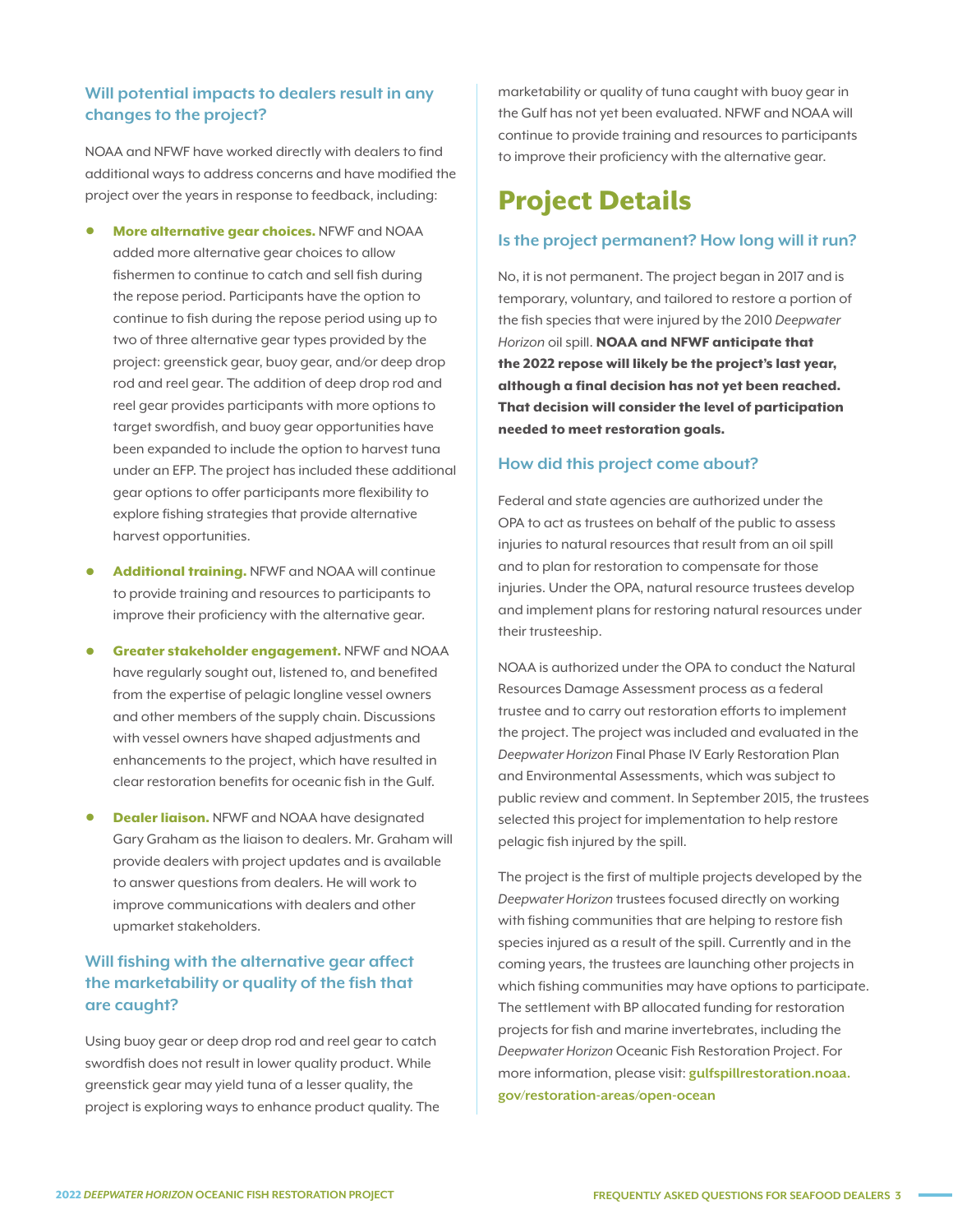### Will potential impacts to dealers result in any changes to the project?

NOAA and NFWF have worked directly with dealers to find additional ways to address concerns and have modified the project over the years in response to feedback, including:

- **More alternative gear choices.** NFWF and NOAA added more alternative gear choices to allow fishermen to continue to catch and sell fish during the repose period. Participants have the option to continue to fish during the repose period using up to two of three alternative gear types provided by the project: greenstick gear, buoy gear, and/or deep drop rod and reel gear. The addition of deep drop rod and reel gear provides participants with more options to target swordfish, and buoy gear opportunities have been expanded to include the option to harvest tuna under an EFP. The project has included these additional gear options to offer participants more flexibility to explore fishing strategies that provide alternative harvest opportunities.
- **Additional training.** NFWF and NOAA will continue to provide training and resources to participants to improve their proficiency with the alternative gear.
- **Greater stakeholder engagement.** NFWF and NOAA have regularly sought out, listened to, and benefited from the expertise of pelagic longline vessel owners and other members of the supply chain. Discussions with vessel owners have shaped adjustments and enhancements to the project, which have resulted in clear restoration benefits for oceanic fish in the Gulf.
- **Dealer liaison.** NFWF and NOAA have designated Gary Graham as the liaison to dealers. Mr. Graham will provide dealers with project updates and is available to answer questions from dealers. He will work to improve communications with dealers and other upmarket stakeholders.

### Will fishing with the alternative gear affect the marketability or quality of the fish that are caught?

Using buoy gear or deep drop rod and reel gear to catch swordfish does not result in lower quality product. While greenstick gear may yield tuna of a lesser quality, the project is exploring ways to enhance product quality. The marketability or quality of tuna caught with buoy gear in the Gulf has not yet been evaluated. NFWF and NOAA will continue to provide training and resources to participants to improve their proficiency with the alternative gear.

## Project Details

### Is the project permanent? How long will it run?

No, it is not permanent. The project began in 2017 and is temporary, voluntary, and tailored to restore a portion of the fish species that were injured by the 2010 *Deepwater Horizon* oil spill. **NOAA and NFWF anticipate that the 2022 repose will likely be the project's last year, although a final decision has not yet been reached. That decision will consider the level of participation needed to meet restoration goals.**

### How did this project come about?

Federal and state agencies are authorized under the OPA to act as trustees on behalf of the public to assess injuries to natural resources that result from an oil spill and to plan for restoration to compensate for those injuries. Under the OPA, natural resource trustees develop and implement plans for restoring natural resources under their trusteeship.

NOAA is authorized under the OPA to conduct the Natural Resources Damage Assessment process as a federal trustee and to carry out restoration efforts to implement the project. The project was included and evaluated in the *Deepwater Horizon* Final Phase IV Early Restoration Plan and Environmental Assessments, which was subject to public review and comment. In September 2015, the trustees selected this project for implementation to help restore pelagic fish injured by the spill.

The project is the first of multiple projects developed by the *Deepwater Horizon* trustees focused directly on working with fishing communities that are helping to restore fish species injured as a result of the spill. Currently and in the coming years, the trustees are launching other projects in which fishing communities may have options to participate. The settlement with BP allocated funding for restoration projects for fish and marine invertebrates, including the *Deepwater Horizon* Oceanic Fish Restoration Project. For more information, please visit: **gulfspillrestoration.noaa.gov/restoration-areas/open-ocean**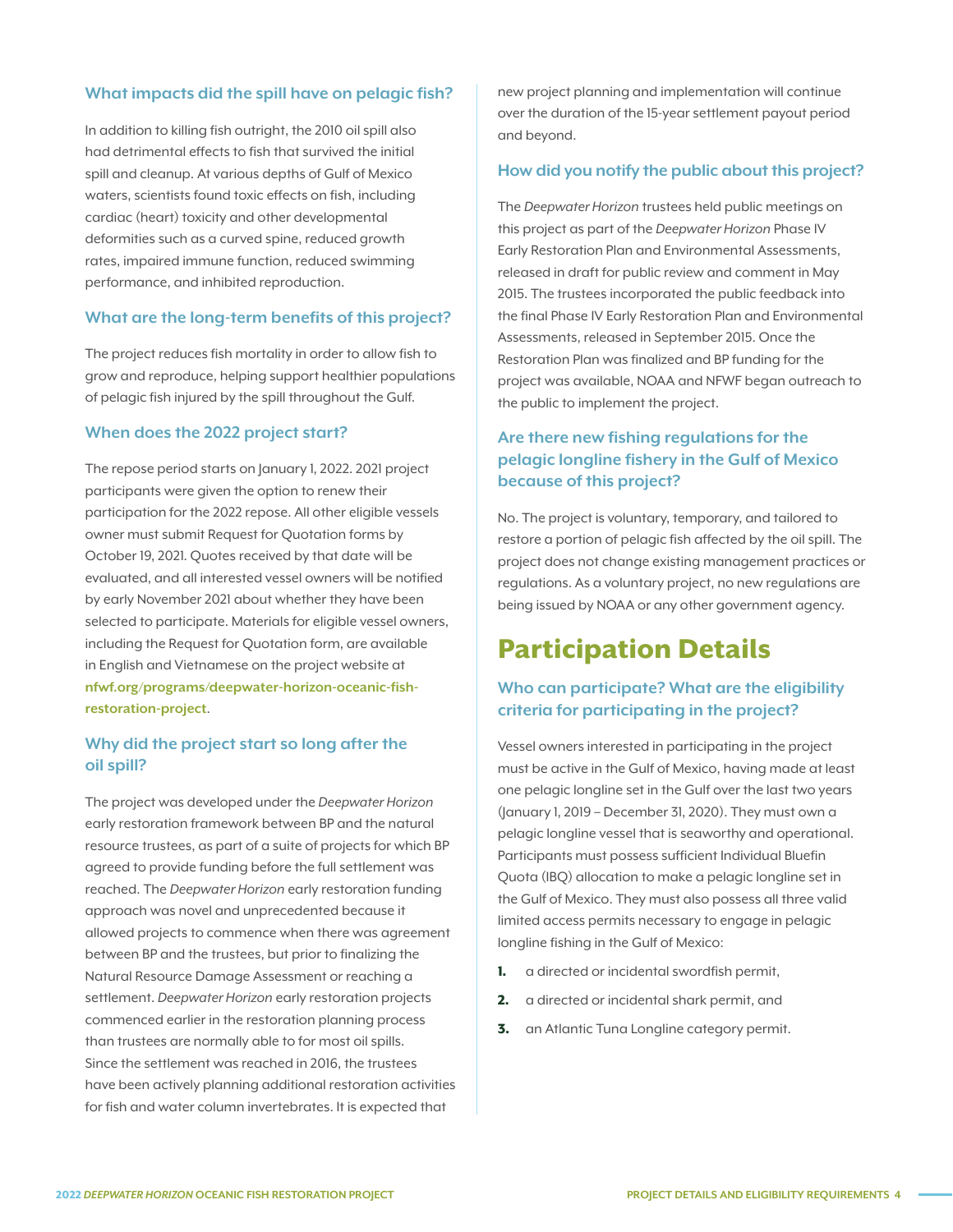### What impacts did the spill have on pelagic fish?

In addition to killing fish outright, the 2010 oil spill also had detrimental effects to fish that survived the initial spill and cleanup. At various depths of Gulf of Mexico waters, scientists found toxic effects on fish, including cardiac (heart) toxicity and other developmental deformities such as a curved spine, reduced growth rates, impaired immune function, reduced swimming performance, and inhibited reproduction.

### What are the long-term benefits of this project?

The project reduces fish mortality in order to allow fish to grow and reproduce, helping support healthier populations of pelagic fish injured by the spill throughout the Gulf.

### When does the 2022 project start?

The repose period starts on January 1, 2022. 2021 project participants were given the option to renew their participation for the 2022 repose. All other eligible vessels owner must submit Request for Quotation forms by October 19, 2021. Quotes received by that date will be evaluated, and all interested vessel owners will be notified by early November 2021 about whether they have been selected to participate. Materials for eligible vessel owners, including the Request for Quotation form, are available in English and Vietnamese on the project website at **nfwf.org/programs/deepwater-horizon-oceanic-fish-restoration-project**.

### Why did the project start so long after the oil spill?

The project was developed under the *Deepwater Horizon* early restoration framework between BP and the natural resource trustees, as part of a suite of projects for which BP agreed to provide funding before the full settlement was reached. The *Deepwater Horizon* early restoration funding approach was novel and unprecedented because it allowed projects to commence when there was agreement between BP and the trustees, but prior to finalizing the Natural Resource Damage Assessment or reaching a settlement. *Deepwater Horizon* early restoration projects commenced earlier in the restoration planning process than trustees are normally able to for most oil spills. Since the settlement was reached in 2016, the trustees have been actively planning additional restoration activities for fish and water column invertebrates. It is expected that new project planning and implementation will continue over the duration of the 15-year settlement payout period and beyond.

### How did you notify the public about this project?

The *Deepwater Horizon* trustees held public meetings on this project as part of the *Deepwater Horizon* Phase IV Early Restoration Plan and Environmental Assessments, released in draft for public review and comment in May 2015. The trustees incorporated the public feedback into the final Phase IV Early Restoration Plan and Environmental Assessments, released in September 2015. Once the Restoration Plan was finalized and BP funding for the project was available, NOAA and NFWF began outreach to the public to implement the project.

### Are there new fishing regulations for the pelagic longline fishery in the Gulf of Mexico because of this project?

No. The project is voluntary, temporary, and tailored to restore a portion of pelagic fish affected by the oil spill. The project does not change existing management practices or regulations. As a voluntary project, no new regulations are being issued by NOAA or any other government agency.

## Participation Details

### Who can participate? What are the eligibility criteria for participating in the project?

Vessel owners interested in participating in the project must be active in the Gulf of Mexico, having made at least one pelagic longline set in the Gulf over the last two years (January 1, 2019 – December 31, 2020). They must own a pelagic longline vessel that is seaworthy and operational. Participants must possess sufficient Individual Bluefin Quota (IBQ) allocation to make a pelagic longline set in the Gulf of Mexico. They must also possess all three valid limited access permits necessary to engage in pelagic longline fishing in the Gulf of Mexico:

1. a directed or incidental swordfish permit,
2. a directed or incidental shark permit, and
3. an Atlantic Tuna Longline category permit.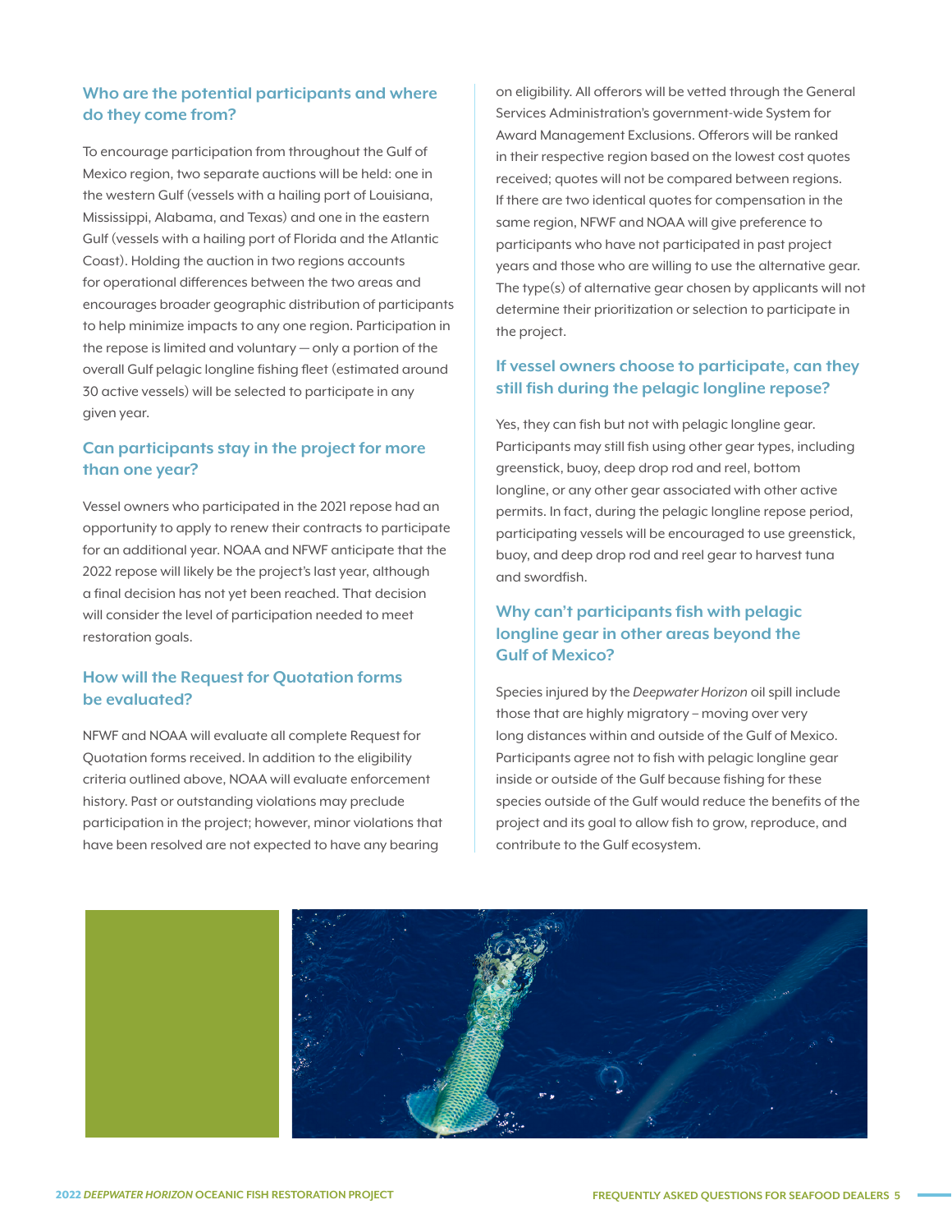## Who are the potential participants and where do they come from?

To encourage participation from throughout the Gulf of Mexico region, two separate auctions will be held: one in the western Gulf (vessels with a hailing port of Louisiana, Mississippi, Alabama, and Texas) and one in the eastern Gulf (vessels with a hailing port of Florida and the Atlantic Coast). Holding the auction in two regions accounts for operational differences between the two areas and encourages broader geographic distribution of participants to help minimize impacts to any one region. Participation in the repose is limited and voluntary — only a portion of the overall Gulf pelagic longline fishing fleet (estimated around 30 active vessels) will be selected to participate in any given year.

## Can participants stay in the project for more than one year?

Vessel owners who participated in the 2021 repose had an opportunity to apply to renew their contracts to participate for an additional year. NOAA and NFWF anticipate that the 2022 repose will likely be the project's last year, although a final decision has not yet been reached. That decision will consider the level of participation needed to meet restoration goals.

## How will the Request for Quotation forms be evaluated?

NFWF and NOAA will evaluate all complete Request for Quotation forms received. In addition to the eligibility criteria outlined above, NOAA will evaluate enforcement history. Past or outstanding violations may preclude participation in the project; however, minor violations that have been resolved are not expected to have any bearing on eligibility. All offerors will be vetted through the General Services Administration's government-wide System for Award Management Exclusions. Offerors will be ranked in their respective region based on the lowest cost quotes received; quotes will not be compared between regions. If there are two identical quotes for compensation in the same region, NFWF and NOAA will give preference to participants who have not participated in past project years and those who are willing to use the alternative gear. The type(s) of alternative gear chosen by applicants will not determine their prioritization or selection to participate in the project.

## If vessel owners choose to participate, can they still fish during the pelagic longline repose?

Yes, they can fish but not with pelagic longline gear. Participants may still fish using other gear types, including greenstick, buoy, deep drop rod and reel, bottom longline, or any other gear associated with other active permits. In fact, during the pelagic longline repose period, participating vessels will be encouraged to use greenstick, buoy, and deep drop rod and reel gear to harvest tuna and swordfish.

## Why can't participants fish with pelagic longline gear in other areas beyond the Gulf of Mexico?

Species injured by the *Deepwater Horizon* oil spill include those that are highly migratory – moving over very long distances within and outside of the Gulf of Mexico. Participants agree not to fish with pelagic longline gear inside or outside of the Gulf because fishing for these species outside of the Gulf would reduce the benefits of the project and its goal to allow fish to grow, reproduce, and contribute to the Gulf ecosystem.